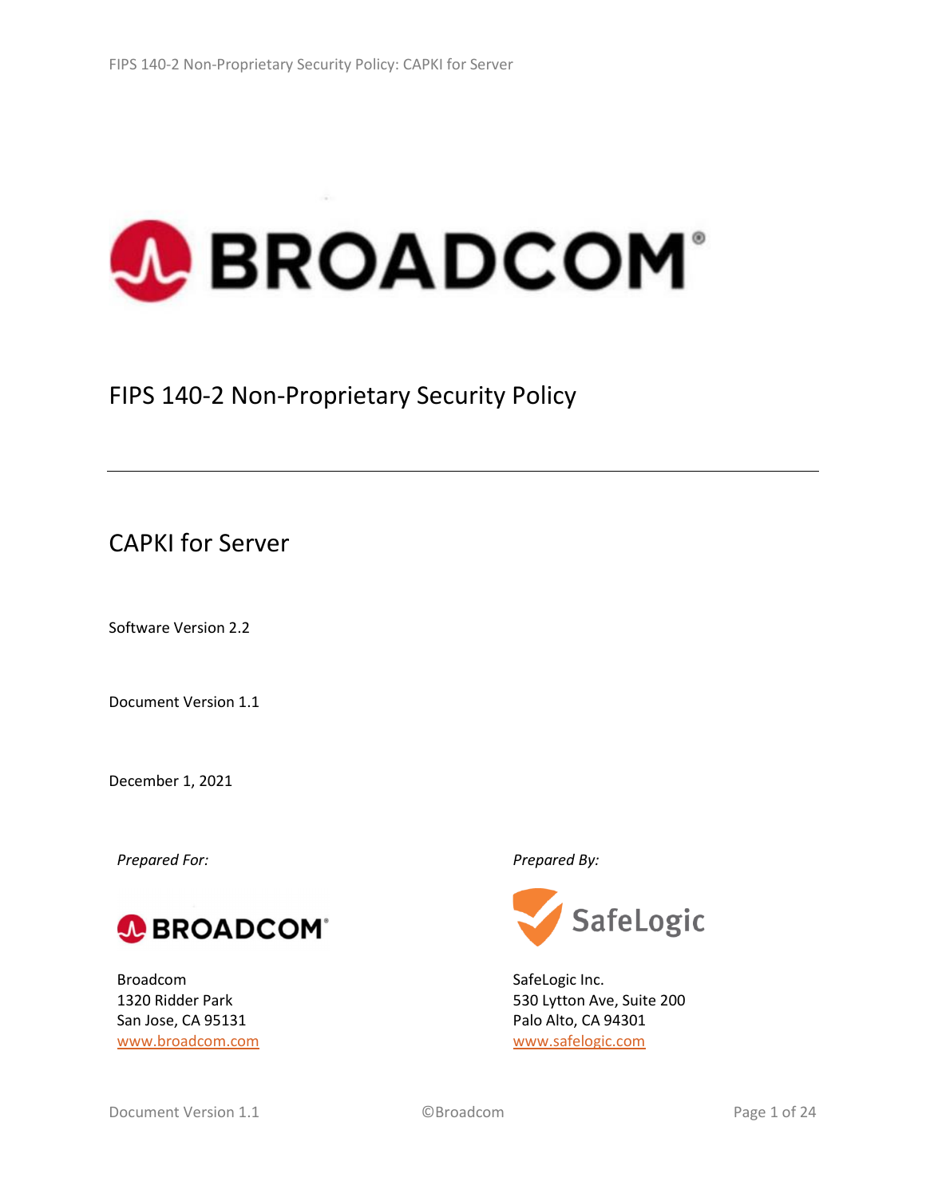# FIPS 140-2 Non-Proprietary Security Policy

## CAPKI for Server

Software Version 2.2

Document Version 1.1

December 1, 2021

*Prepared For:*

Broadcom
1320 Ridder Park
San Jose, CA 95131
www.broadcom.com

*Prepared By:*

SafeLogic Inc.
530 Lytton Ave, Suite 200
Palo Alto, CA 94301
www.safelogic.com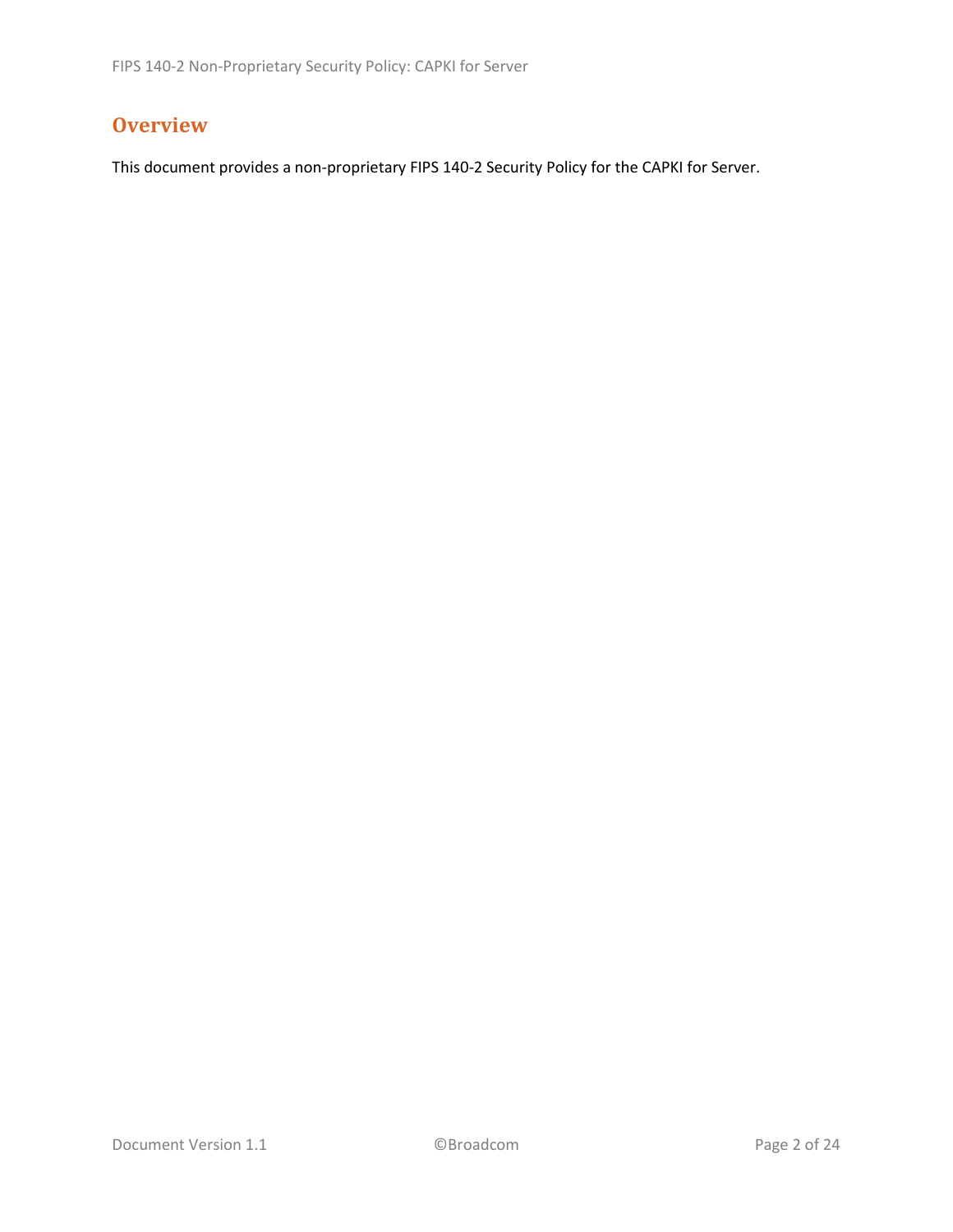# Overview

This document provides a non-proprietary FIPS 140-2 Security Policy for the CAPKI for Server.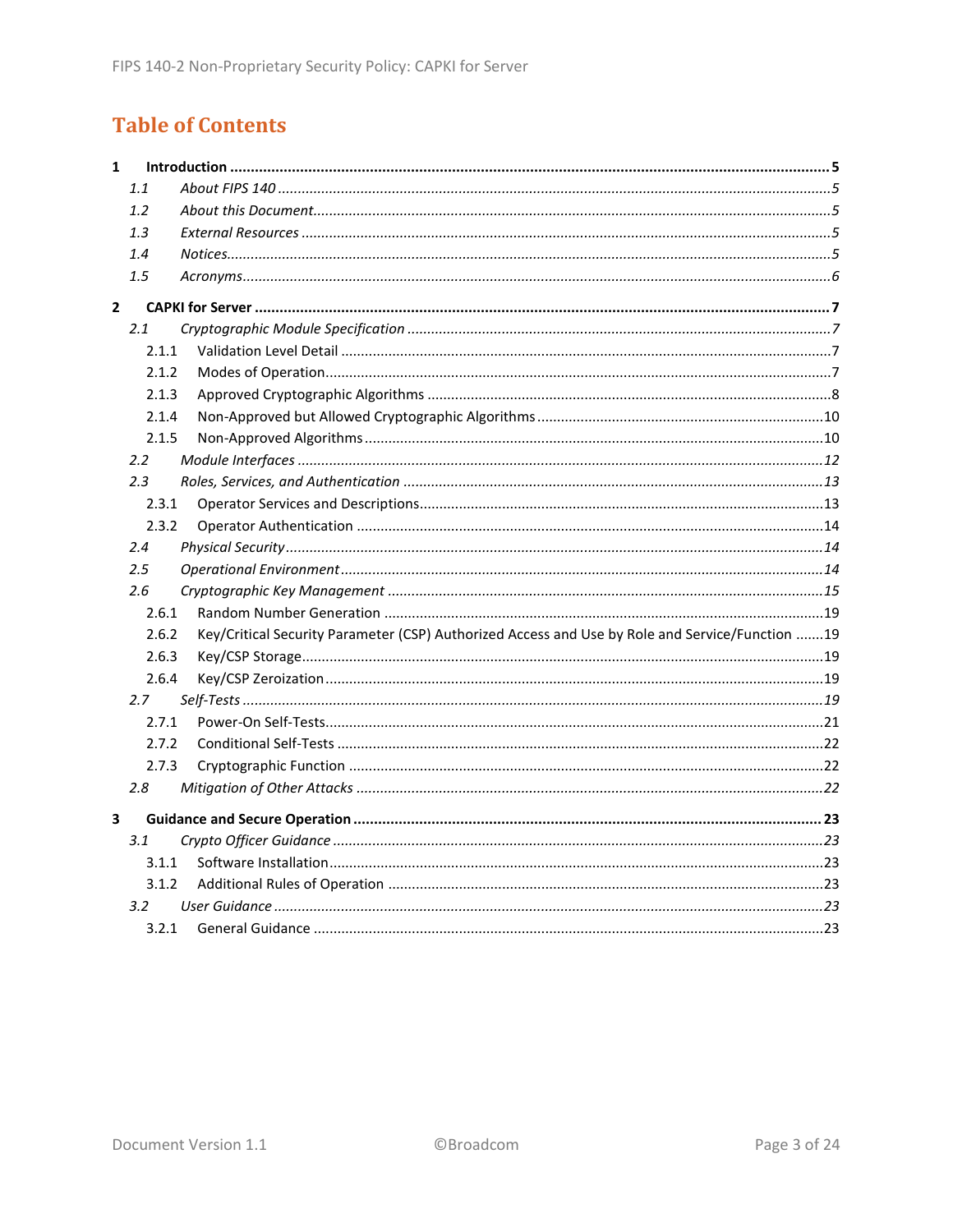# Table of Contents

**1 Introduction .......................................................................................................................................... 5**

*1.1 About FIPS 140 ....................................................................................................................................... 5*

*1.2 About this Document ................................................................................................................................ 5*

*1.3 External Resources ................................................................................................................................. 5*

*1.4 Notices ................................................................................................................................................. 5*

*1.5 Acronyms ............................................................................................................................................. 6*

**2 CAPKI for Server .................................................................................................................................... 7**

*2.1 Cryptographic Module Specification ....................................................................................................... 7*

2.1.1 Validation Level Detail ............................................................................................................................ 7

2.1.2 Modes of Operation ................................................................................................................................. 7

2.1.3 Approved Cryptographic Algorithms ........................................................................................................ 8

2.1.4 Non-Approved but Allowed Cryptographic Algorithms ............................................................................. 10

2.1.5 Non-Approved Algorithms ...................................................................................................................... 10

*2.2 Module Interfaces ................................................................................................................................... 12*

*2.3 Roles, Services, and Authentication ........................................................................................................ 13*

2.3.1 Operator Services and Descriptions ........................................................................................................ 13

2.3.2 Operator Authentication ........................................................................................................................ 14

*2.4 Physical Security .................................................................................................................................... 14*

*2.5 Operational Environment ........................................................................................................................ 14*

*2.6 Cryptographic Key Management ............................................................................................................ 15*

2.6.1 Random Number Generation .................................................................................................................. 19

2.6.2 Key/Critical Security Parameter (CSP) Authorized Access and Use by Role and Service/Function ......... 19

2.6.3 Key/CSP Storage .................................................................................................................................... 19

2.6.4 Key/CSP Zeroization ............................................................................................................................... 19

*2.7 Self-Tests ............................................................................................................................................... 19*

2.7.1 Power-On Self-Tests ................................................................................................................................ 21

2.7.2 Conditional Self-Tests ............................................................................................................................ 22

2.7.3 Cryptographic Function .......................................................................................................................... 22

*2.8 Mitigation of Other Attacks .................................................................................................................... 22*

**3 Guidance and Secure Operation ............................................................................................................ 23**

*3.1 Crypto Officer Guidance ......................................................................................................................... 23*

3.1.1 Software Installation .............................................................................................................................. 23

3.1.2 Additional Rules of Operation ................................................................................................................ 23

*3.2 User Guidance ........................................................................................................................................ 23*

3.2.1 General Guidance ................................................................................................................................... 23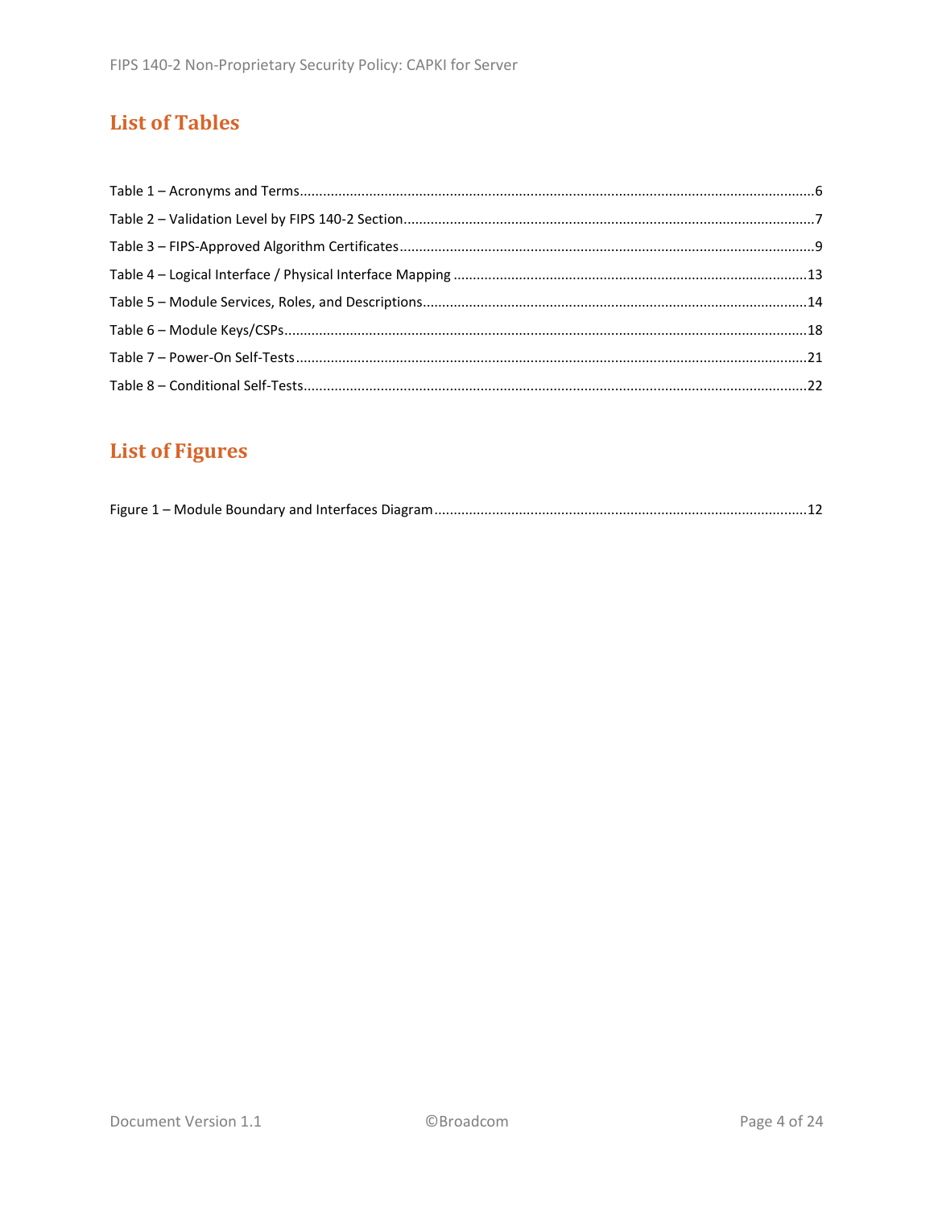# List of Tables

Table 1 – Acronyms and Terms....6
Table 2 – Validation Level by FIPS 140-2 Section....7
Table 3 – FIPS-Approved Algorithm Certificates....9
Table 4 – Logical Interface / Physical Interface Mapping....13
Table 5 – Module Services, Roles, and Descriptions....14
Table 6 – Module Keys/CSPs....18
Table 7 – Power-On Self-Tests....21
Table 8 – Conditional Self-Tests....22

# List of Figures

Figure 1 – Module Boundary and Interfaces Diagram....12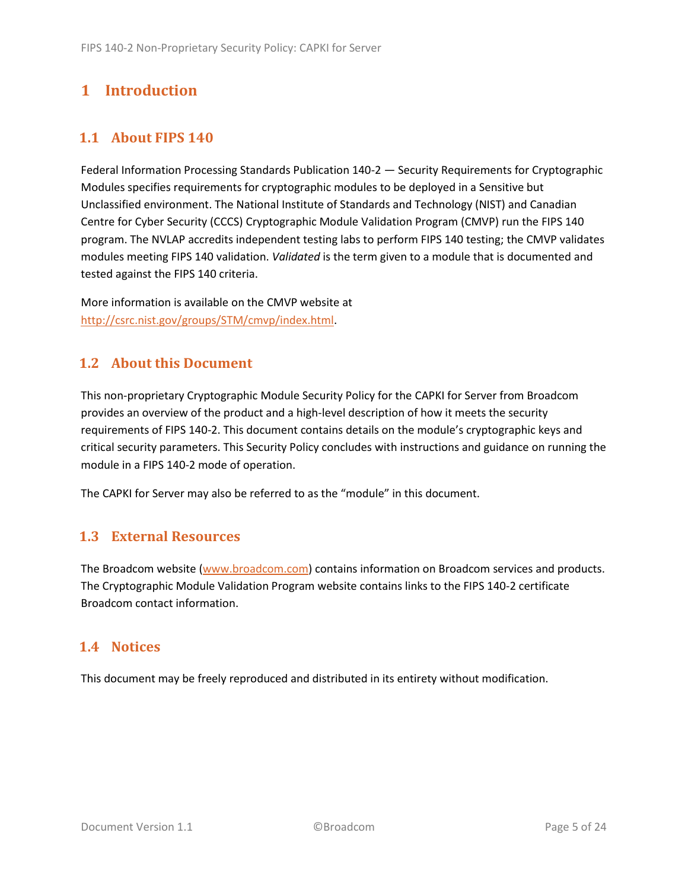# 1 Introduction

## 1.1 About FIPS 140

Federal Information Processing Standards Publication 140-2 — Security Requirements for Cryptographic Modules specifies requirements for cryptographic modules to be deployed in a Sensitive but Unclassified environment. The National Institute of Standards and Technology (NIST) and Canadian Centre for Cyber Security (CCCS) Cryptographic Module Validation Program (CMVP) run the FIPS 140 program. The NVLAP accredits independent testing labs to perform FIPS 140 testing; the CMVP validates modules meeting FIPS 140 validation. *Validated* is the term given to a module that is documented and tested against the FIPS 140 criteria.

More information is available on the CMVP website at [http://csrc.nist.gov/groups/STM/cmvp/index.html](http://csrc.nist.gov/groups/STM/cmvp/index.html).

## 1.2 About this Document

This non-proprietary Cryptographic Module Security Policy for the CAPKI for Server from Broadcom provides an overview of the product and a high-level description of how it meets the security requirements of FIPS 140-2. This document contains details on the module's cryptographic keys and critical security parameters. This Security Policy concludes with instructions and guidance on running the module in a FIPS 140-2 mode of operation.

The CAPKI for Server may also be referred to as the "module" in this document.

## 1.3 External Resources

The Broadcom website ([www.broadcom.com](www.broadcom.com)) contains information on Broadcom services and products. The Cryptographic Module Validation Program website contains links to the FIPS 140-2 certificate Broadcom contact information.

## 1.4 Notices

This document may be freely reproduced and distributed in its entirety without modification.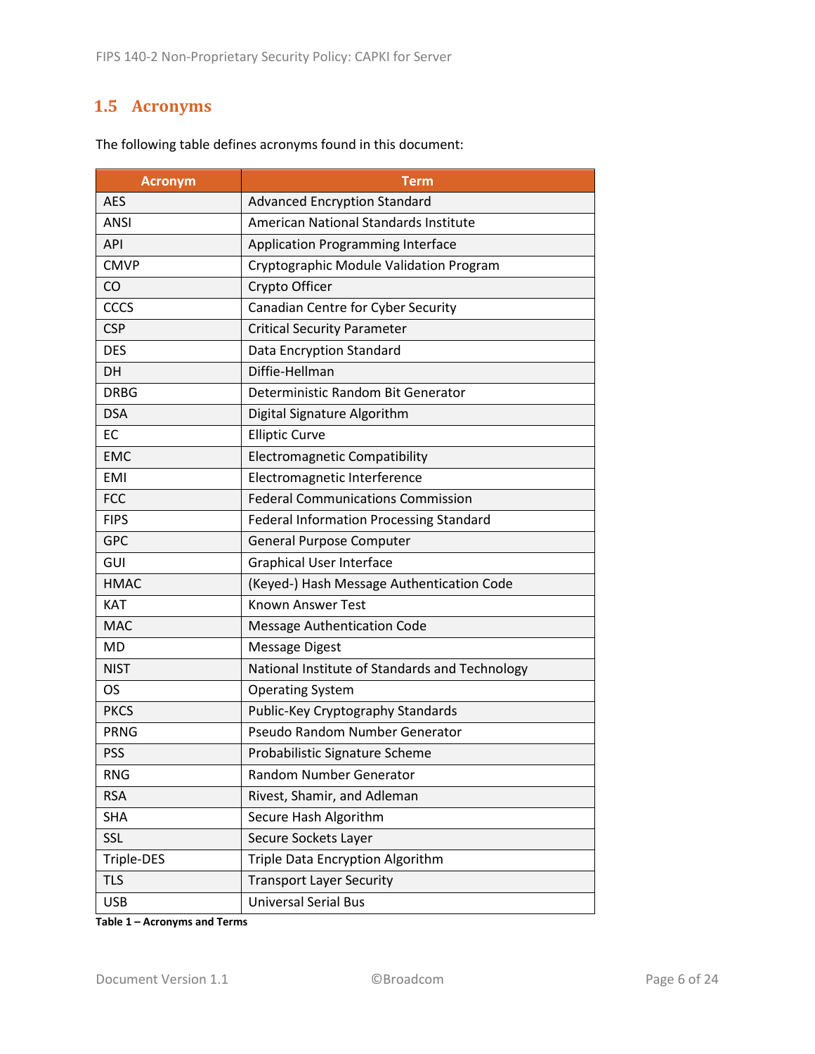## 1.5 Acronyms

The following table defines acronyms found in this document:

| Acronym | Term |
|---|---|
| AES | Advanced Encryption Standard |
| ANSI | American National Standards Institute |
| API | Application Programming Interface |
| CMVP | Cryptographic Module Validation Program |
| CO | Crypto Officer |
| CCCS | Canadian Centre for Cyber Security |
| CSP | Critical Security Parameter |
| DES | Data Encryption Standard |
| DH | Diffie-Hellman |
| DRBG | Deterministic Random Bit Generator |
| DSA | Digital Signature Algorithm |
| EC | Elliptic Curve |
| EMC | Electromagnetic Compatibility |
| EMI | Electromagnetic Interference |
| FCC | Federal Communications Commission |
| FIPS | Federal Information Processing Standard |
| GPC | General Purpose Computer |
| GUI | Graphical User Interface |
| HMAC | (Keyed-) Hash Message Authentication Code |
| KAT | Known Answer Test |
| MAC | Message Authentication Code |
| MD | Message Digest |
| NIST | National Institute of Standards and Technology |
| OS | Operating System |
| PKCS | Public-Key Cryptography Standards |
| PRNG | Pseudo Random Number Generator |
| PSS | Probabilistic Signature Scheme |
| RNG | Random Number Generator |
| RSA | Rivest, Shamir, and Adleman |
| SHA | Secure Hash Algorithm |
| SSL | Secure Sockets Layer |
| Triple-DES | Triple Data Encryption Algorithm |
| TLS | Transport Layer Security |
| USB | Universal Serial Bus |

**Table 1 – Acronyms and Terms**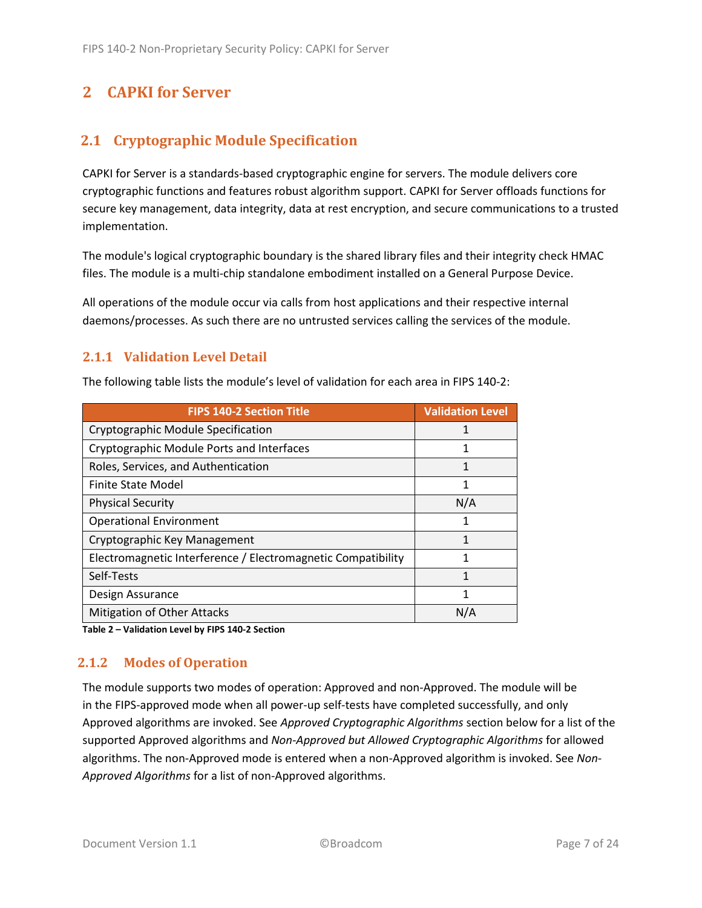# 2 CAPKI for Server

## 2.1 Cryptographic Module Specification

CAPKI for Server is a standards-based cryptographic engine for servers. The module delivers core cryptographic functions and features robust algorithm support. CAPKI for Server offloads functions for secure key management, data integrity, data at rest encryption, and secure communications to a trusted implementation.

The module's logical cryptographic boundary is the shared library files and their integrity check HMAC files. The module is a multi-chip standalone embodiment installed on a General Purpose Device.

All operations of the module occur via calls from host applications and their respective internal daemons/processes. As such there are no untrusted services calling the services of the module.

### 2.1.1 Validation Level Detail

The following table lists the module's level of validation for each area in FIPS 140-2:

| FIPS 140-2 Section Title | Validation Level |
|---|---|
| Cryptographic Module Specification | 1 |
| Cryptographic Module Ports and Interfaces | 1 |
| Roles, Services, and Authentication | 1 |
| Finite State Model | 1 |
| Physical Security | N/A |
| Operational Environment | 1 |
| Cryptographic Key Management | 1 |
| Electromagnetic Interference / Electromagnetic Compatibility | 1 |
| Self-Tests | 1 |
| Design Assurance | 1 |
| Mitigation of Other Attacks | N/A |

**Table 2 – Validation Level by FIPS 140-2 Section**

### 2.1.2 Modes of Operation

The module supports two modes of operation: Approved and non-Approved. The module will be in the FIPS-approved mode when all power-up self-tests have completed successfully, and only Approved algorithms are invoked. See *Approved Cryptographic Algorithms* section below for a list of the supported Approved algorithms and *Non-Approved but Allowed Cryptographic Algorithms* for allowed algorithms. The non-Approved mode is entered when a non-Approved algorithm is invoked. See *Non-Approved Algorithms* for a list of non-Approved algorithms.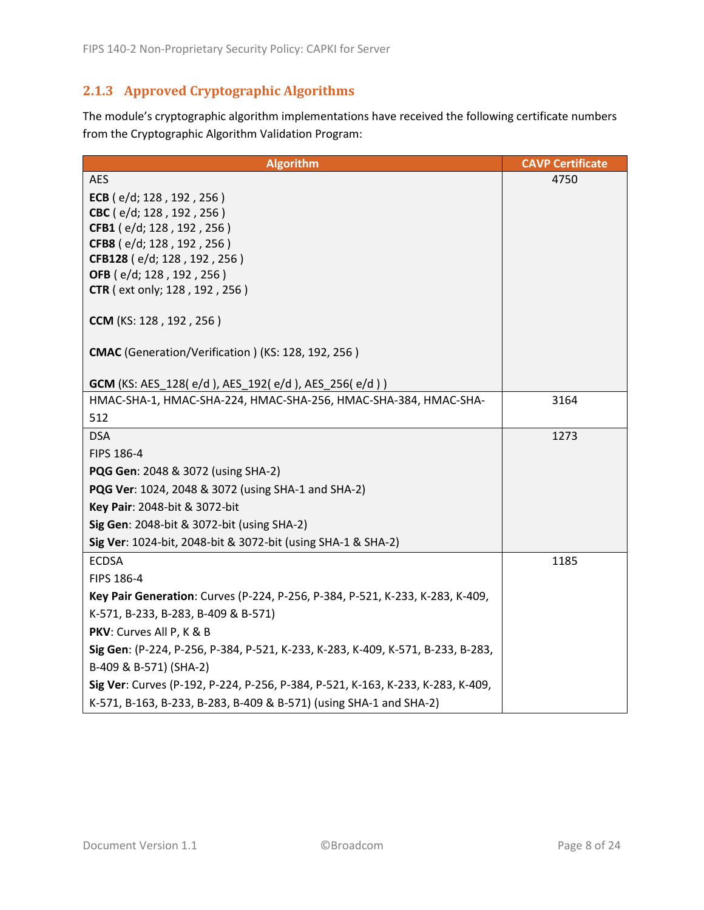### 2.1.3 Approved Cryptographic Algorithms

The module's cryptographic algorithm implementations have received the following certificate numbers from the Cryptographic Algorithm Validation Program:

| Algorithm | CAVP Certificate |
|---|---|
| AES<br><br>**ECB** ( e/d; 128 , 192 , 256 )<br>**CBC** ( e/d; 128 , 192 , 256 )<br>**CFB1** ( e/d; 128 , 192 , 256 )<br>**CFB8** ( e/d; 128 , 192 , 256 )<br>**CFB128** ( e/d; 128 , 192 , 256 )<br>**OFB** ( e/d; 128 , 192 , 256 )<br>**CTR** ( ext only; 128 , 192 , 256 )<br><br>**CCM** (KS: 128 , 192 , 256 )<br><br>**CMAC** (Generation/Verification ) (KS: 128, 192, 256 )<br><br>**GCM** (KS: AES_128( e/d ), AES_192( e/d ), AES_256( e/d ) ) | 4750 |
| HMAC-SHA-1, HMAC-SHA-224, HMAC-SHA-256, HMAC-SHA-384, HMAC-SHA-512 | 3164 |
| DSA<br>FIPS 186-4<br>**PQG Gen**: 2048 & 3072 (using SHA-2)<br>**PQG Ver**: 1024, 2048 & 3072 (using SHA-1 and SHA-2)<br>**Key Pair**: 2048-bit & 3072-bit<br>**Sig Gen**: 2048-bit & 3072-bit (using SHA-2)<br>**Sig Ver**: 1024-bit, 2048-bit & 3072-bit (using SHA-1 & SHA-2) | 1273 |
| ECDSA<br>FIPS 186-4<br>**Key Pair Generation**: Curves (P-224, P-256, P-384, P-521, K-233, K-283, K-409, K-571, B-233, B-283, B-409 & B-571)<br>**PKV**: Curves All P, K & B<br>**Sig Gen**: (P-224, P-256, P-384, P-521, K-233, K-283, K-409, K-571, B-233, B-283, B-409 & B-571) (SHA-2)<br>**Sig Ver**: Curves (P-192, P-224, P-256, P-384, P-521, K-163, K-233, K-283, K-409, K-571, B-163, B-233, B-283, B-409 & B-571) (using SHA-1 and SHA-2) | 1185 |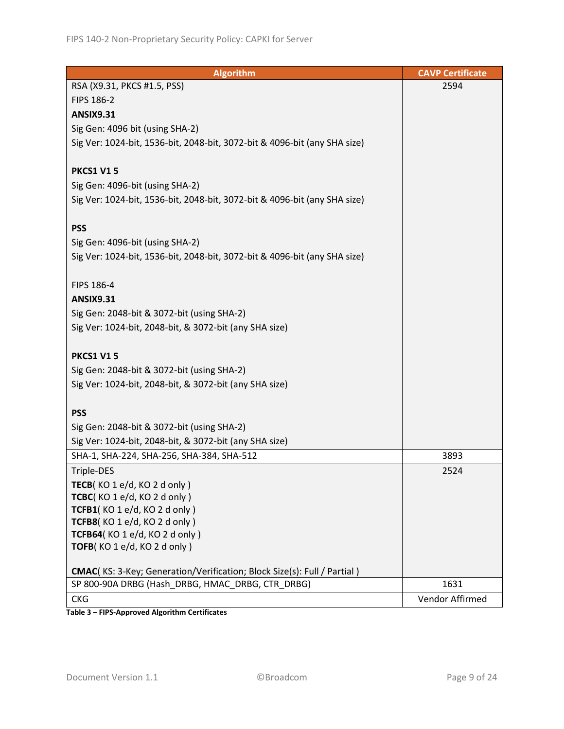| Algorithm | CAVP Certificate |
|---|---|
| RSA (X9.31, PKCS #1.5, PSS)<br>FIPS 186-2<br>**ANSIX9.31**<br>Sig Gen: 4096 bit (using SHA-2)<br>Sig Ver: 1024-bit, 1536-bit, 2048-bit, 3072-bit & 4096-bit (any SHA size)<br><br>**PKCS1 V1 5**<br>Sig Gen: 4096-bit (using SHA-2)<br>Sig Ver: 1024-bit, 1536-bit, 2048-bit, 3072-bit & 4096-bit (any SHA size)<br><br>**PSS**<br>Sig Gen: 4096-bit (using SHA-2)<br>Sig Ver: 1024-bit, 1536-bit, 2048-bit, 3072-bit & 4096-bit (any SHA size)<br><br>FIPS 186-4<br>**ANSIX9.31**<br>Sig Gen: 2048-bit & 3072-bit (using SHA-2)<br>Sig Ver: 1024-bit, 2048-bit, & 3072-bit (any SHA size)<br><br>**PKCS1 V1 5**<br>Sig Gen: 2048-bit & 3072-bit (using SHA-2)<br>Sig Ver: 1024-bit, 2048-bit, & 3072-bit (any SHA size)<br><br>**PSS**<br>Sig Gen: 2048-bit & 3072-bit (using SHA-2)<br>Sig Ver: 1024-bit, 2048-bit, & 3072-bit (any SHA size) | 2594 |
| SHA-1, SHA-224, SHA-256, SHA-384, SHA-512 | 3893 |
| Triple-DES<br>**TECB**( KO 1 e/d, KO 2 d only )<br>**TCBC**( KO 1 e/d, KO 2 d only )<br>**TCFB1**( KO 1 e/d, KO 2 d only )<br>**TCFB8**( KO 1 e/d, KO 2 d only )<br>**TCFB64**( KO 1 e/d, KO 2 d only )<br>**TOFB**( KO 1 e/d, KO 2 d only )<br><br>**CMAC**( KS: 3-Key; Generation/Verification; Block Size(s): Full / Partial ) | 2524 |
| SP 800-90A DRBG (Hash_DRBG, HMAC_DRBG, CTR_DRBG) | 1631 |
| CKG | Vendor Affirmed |

**Table 3 – FIPS-Approved Algorithm Certificates**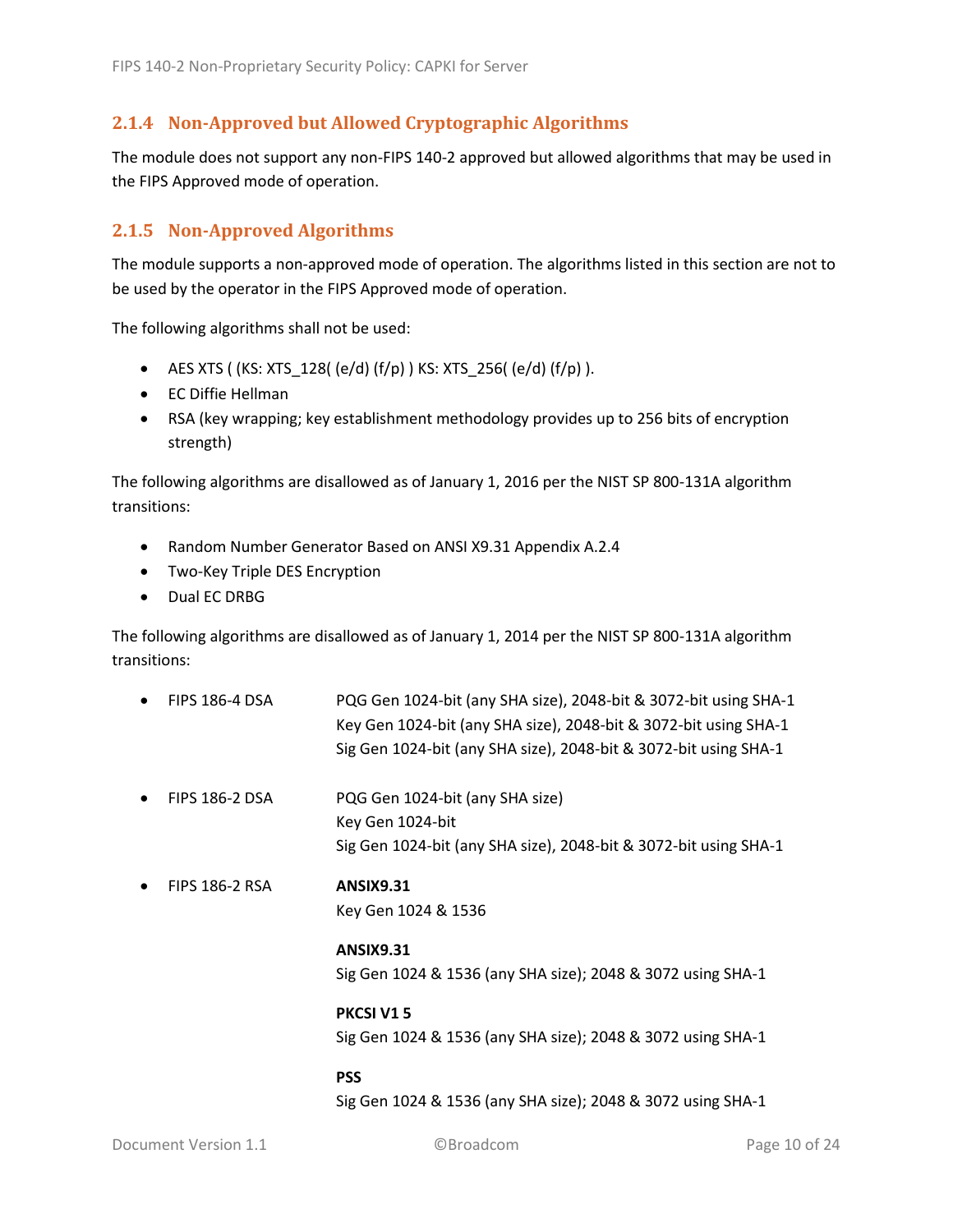### 2.1.4 Non-Approved but Allowed Cryptographic Algorithms

The module does not support any non-FIPS 140-2 approved but allowed algorithms that may be used in the FIPS Approved mode of operation.

### 2.1.5 Non-Approved Algorithms

The module supports a non-approved mode of operation. The algorithms listed in this section are not to be used by the operator in the FIPS Approved mode of operation.

The following algorithms shall not be used:

- AES XTS ( (KS: XTS_128( (e/d) (f/p) ) KS: XTS_256( (e/d) (f/p) ).
- EC Diffie Hellman
- RSA (key wrapping; key establishment methodology provides up to 256 bits of encryption strength)

The following algorithms are disallowed as of January 1, 2016 per the NIST SP 800-131A algorithm transitions:

- Random Number Generator Based on ANSI X9.31 Appendix A.2.4
- Two-Key Triple DES Encryption
- Dual EC DRBG

The following algorithms are disallowed as of January 1, 2014 per the NIST SP 800-131A algorithm transitions:

- FIPS 186-4 DSA
  PQG Gen 1024-bit (any SHA size), 2048-bit & 3072-bit using SHA-1
  Key Gen 1024-bit (any SHA size), 2048-bit & 3072-bit using SHA-1
  Sig Gen 1024-bit (any SHA size), 2048-bit & 3072-bit using SHA-1

- FIPS 186-2 DSA
  PQG Gen 1024-bit (any SHA size)
  Key Gen 1024-bit
  Sig Gen 1024-bit (any SHA size), 2048-bit & 3072-bit using SHA-1

- FIPS 186-2 RSA

  **ANSIX9.31**
  Key Gen 1024 & 1536

  **ANSIX9.31**
  Sig Gen 1024 & 1536 (any SHA size); 2048 & 3072 using SHA-1

  **PKCSI V1 5**
  Sig Gen 1024 & 1536 (any SHA size); 2048 & 3072 using SHA-1

  **PSS**
  Sig Gen 1024 & 1536 (any SHA size); 2048 & 3072 using SHA-1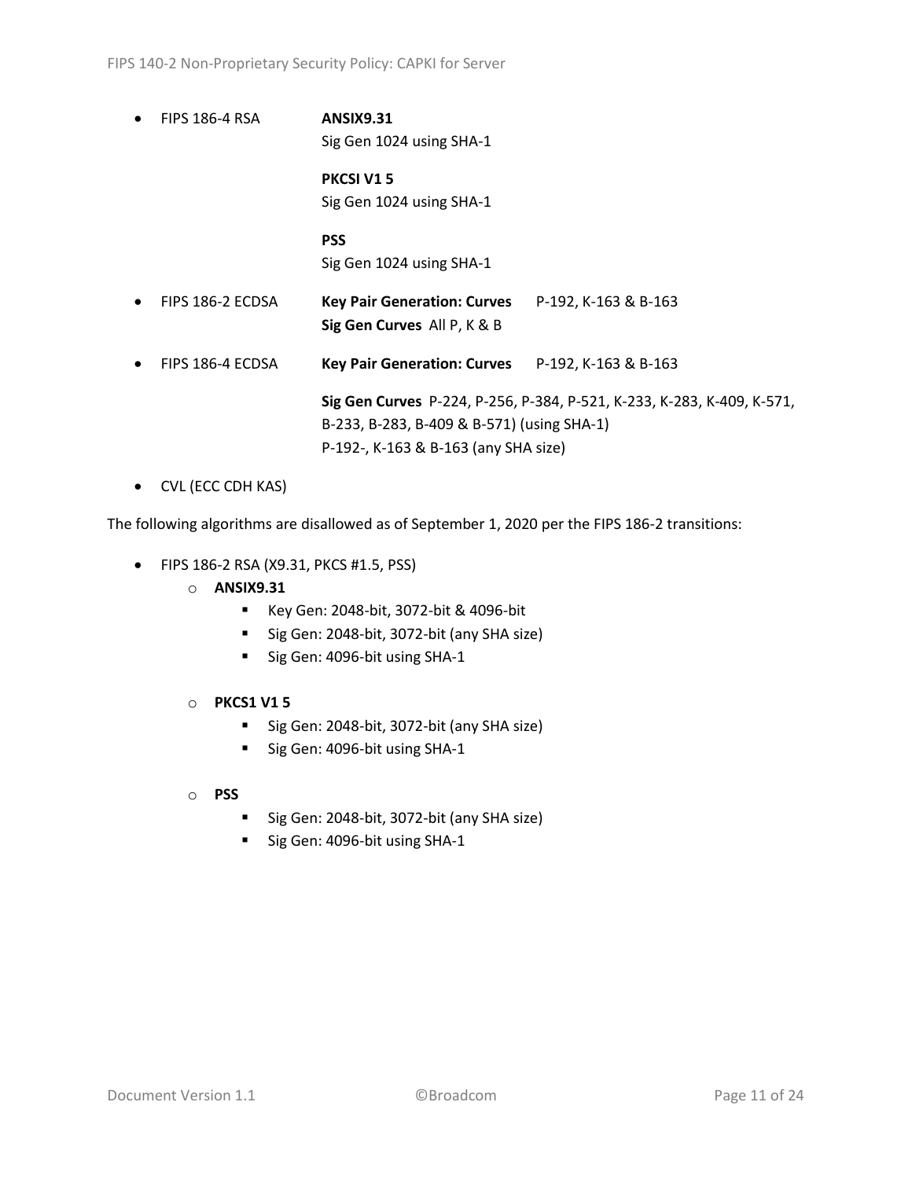- FIPS 186-4 RSA
  **ANSIX9.31**
  Sig Gen 1024 using SHA-1

  **PKCSI V1 5**
  Sig Gen 1024 using SHA-1

  **PSS**
  Sig Gen 1024 using SHA-1
- FIPS 186-2 ECDSA
  **Key Pair Generation: Curves** P-192, K-163 & B-163
  **Sig Gen Curves** All P, K & B
- FIPS 186-4 ECDSA
  **Key Pair Generation: Curves** P-192, K-163 & B-163

  **Sig Gen Curves** P-224, P-256, P-384, P-521, K-233, K-283, K-409, K-571, B-233, B-283, B-409 & B-571) (using SHA-1)
  P-192-, K-163 & B-163 (any SHA size)
- CVL (ECC CDH KAS)

The following algorithms are disallowed as of September 1, 2020 per the FIPS 186-2 transitions:

- FIPS 186-2 RSA (X9.31, PKCS #1.5, PSS)
  - **ANSIX9.31**
    - Key Gen: 2048-bit, 3072-bit & 4096-bit
    - Sig Gen: 2048-bit, 3072-bit (any SHA size)
    - Sig Gen: 4096-bit using SHA-1
  - **PKCS1 V1 5**
    - Sig Gen: 2048-bit, 3072-bit (any SHA size)
    - Sig Gen: 4096-bit using SHA-1
  - **PSS**
    - Sig Gen: 2048-bit, 3072-bit (any SHA size)
    - Sig Gen: 4096-bit using SHA-1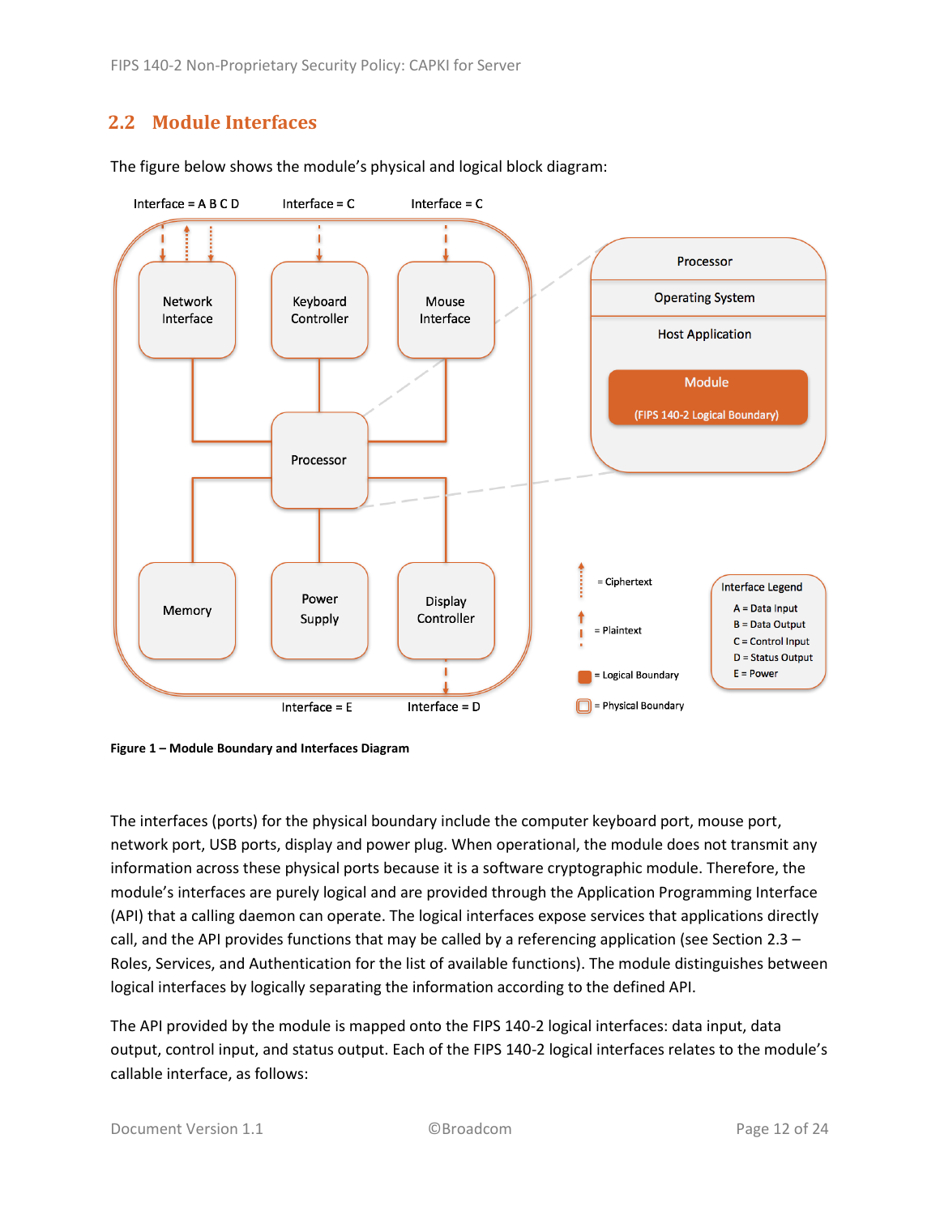## 2.2 Module Interfaces

The figure below shows the module's physical and logical block diagram:

Interface = A B C D
Interface = C
Interface = C
Network Interface
Keyboard Controller
Mouse Interface
Processor
Memory
Power Supply
Display Controller
Interface = E
Interface = D
Processor
Operating System
Host Application
Module
(FIPS 140-2 Logical Boundary)
= Ciphertext
= Plaintext
= Logical Boundary
= Physical Boundary
Interface Legend
A = Data Input
B = Data Output
C = Control Input
D = Status Output
E = Power

**Figure 1 – Module Boundary and Interfaces Diagram**

The interfaces (ports) for the physical boundary include the computer keyboard port, mouse port, network port, USB ports, display and power plug. When operational, the module does not transmit any information across these physical ports because it is a software cryptographic module. Therefore, the module's interfaces are purely logical and are provided through the Application Programming Interface (API) that a calling daemon can operate. The logical interfaces expose services that applications directly call, and the API provides functions that may be called by a referencing application (see Section 2.3 – Roles, Services, and Authentication for the list of available functions). The module distinguishes between logical interfaces by logically separating the information according to the defined API.

The API provided by the module is mapped onto the FIPS 140-2 logical interfaces: data input, data output, control input, and status output. Each of the FIPS 140-2 logical interfaces relates to the module's callable interface, as follows: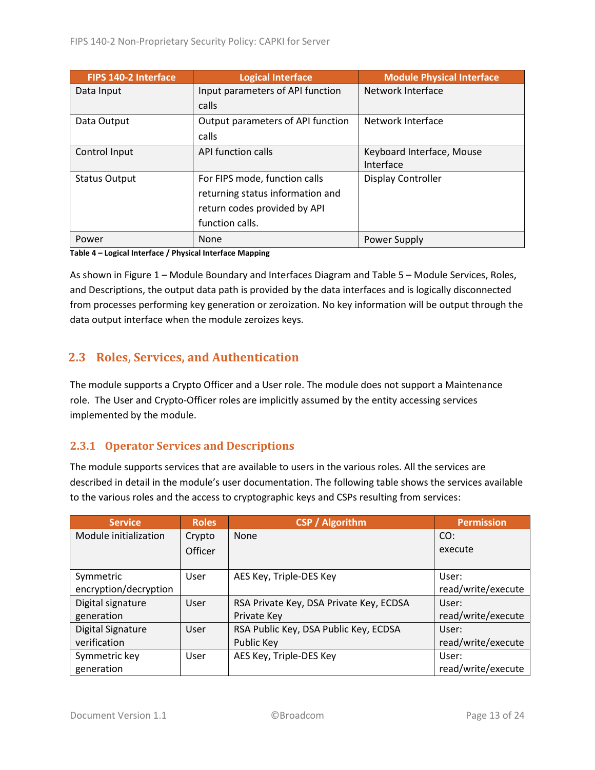| FIPS 140-2 Interface | Logical Interface | Module Physical Interface |
|---|---|---|
| Data Input | Input parameters of API function calls | Network Interface |
| Data Output | Output parameters of API function calls | Network Interface |
| Control Input | API function calls | Keyboard Interface, Mouse Interface |
| Status Output | For FIPS mode, function calls returning status information and return codes provided by API function calls. | Display Controller |
| Power | None | Power Supply |

**Table 4 – Logical Interface / Physical Interface Mapping**

As shown in Figure 1 – Module Boundary and Interfaces Diagram and Table 5 – Module Services, Roles, and Descriptions, the output data path is provided by the data interfaces and is logically disconnected from processes performing key generation or zeroization. No key information will be output through the data output interface when the module zeroizes keys.

## 2.3 Roles, Services, and Authentication

The module supports a Crypto Officer and a User role. The module does not support a Maintenance role. The User and Crypto-Officer roles are implicitly assumed by the entity accessing services implemented by the module.

### 2.3.1 Operator Services and Descriptions

The module supports services that are available to users in the various roles. All the services are described in detail in the module's user documentation. The following table shows the services available to the various roles and the access to cryptographic keys and CSPs resulting from services:

| Service | Roles | CSP / Algorithm | Permission |
|---|---|---|---|
| Module initialization | Crypto Officer | None | CO: execute |
| Symmetric encryption/decryption | User | AES Key, Triple-DES Key | User: read/write/execute |
| Digital signature generation | User | RSA Private Key, DSA Private Key, ECDSA Private Key | User: read/write/execute |
| Digital Signature verification | User | RSA Public Key, DSA Public Key, ECDSA Public Key | User: read/write/execute |
| Symmetric key generation | User | AES Key, Triple-DES Key | User: read/write/execute |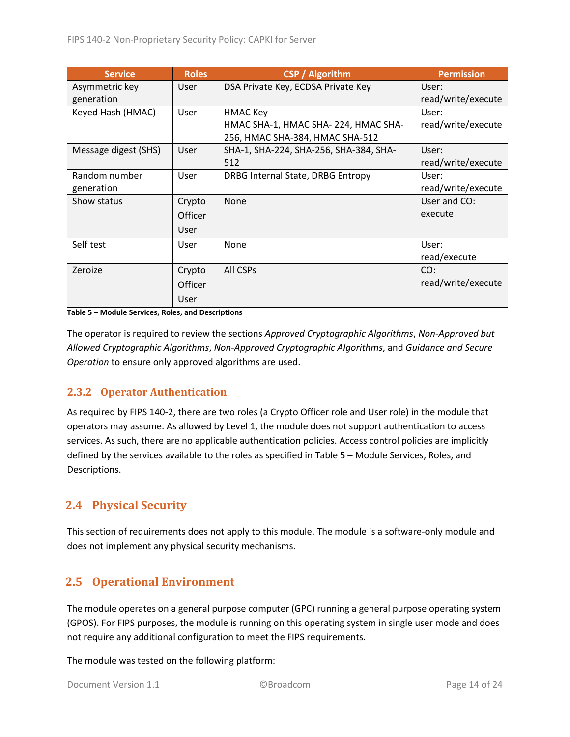| Service | Roles | CSP / Algorithm | Permission |
|---|---|---|---|
| Asymmetric key generation | User | DSA Private Key, ECDSA Private Key | User: read/write/execute |
| Keyed Hash (HMAC) | User | HMAC Key<br>HMAC SHA-1, HMAC SHA- 224, HMAC SHA-256, HMAC SHA-384, HMAC SHA-512 | User: read/write/execute |
| Message digest (SHS) | User | SHA-1, SHA-224, SHA-256, SHA-384, SHA-512 | User: read/write/execute |
| Random number generation | User | DRBG Internal State, DRBG Entropy | User: read/write/execute |
| Show status | Crypto Officer<br>User | None | User and CO: execute |
| Self test | User | None | User: read/execute |
| Zeroize | Crypto Officer<br>User | All CSPs | CO: read/write/execute |

**Table 5 – Module Services, Roles, and Descriptions**

The operator is required to review the sections *Approved Cryptographic Algorithms*, *Non-Approved but Allowed Cryptographic Algorithms*, *Non-Approved Cryptographic Algorithms*, and *Guidance and Secure Operation* to ensure only approved algorithms are used.

### 2.3.2 Operator Authentication

As required by FIPS 140-2, there are two roles (a Crypto Officer role and User role) in the module that operators may assume. As allowed by Level 1, the module does not support authentication to access services. As such, there are no applicable authentication policies. Access control policies are implicitly defined by the services available to the roles as specified in Table 5 – Module Services, Roles, and Descriptions.

## 2.4 Physical Security

This section of requirements does not apply to this module. The module is a software-only module and does not implement any physical security mechanisms.

## 2.5 Operational Environment

The module operates on a general purpose computer (GPC) running a general purpose operating system (GPOS). For FIPS purposes, the module is running on this operating system in single user mode and does not require any additional configuration to meet the FIPS requirements.

The module was tested on the following platform: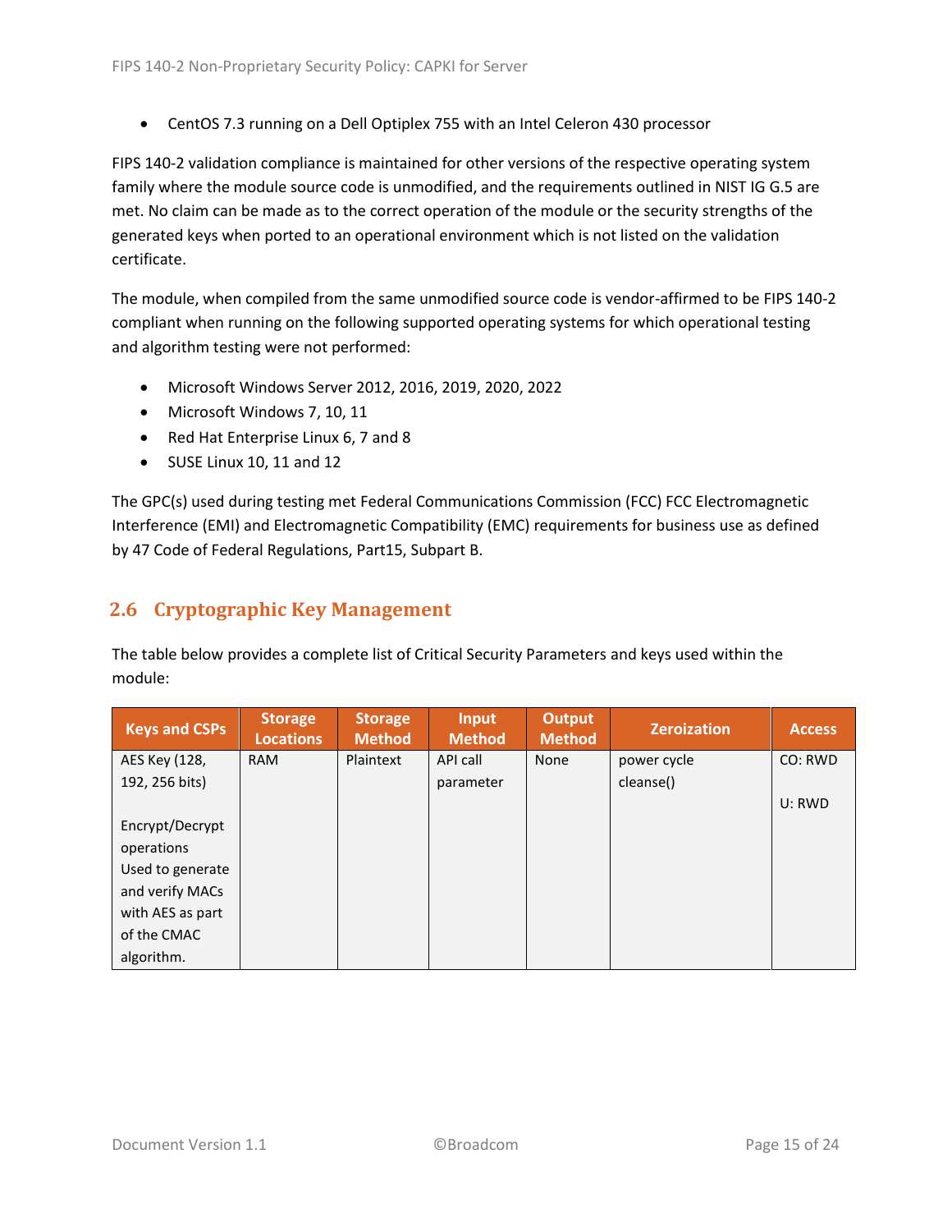- CentOS 7.3 running on a Dell Optiplex 755 with an Intel Celeron 430 processor

FIPS 140-2 validation compliance is maintained for other versions of the respective operating system family where the module source code is unmodified, and the requirements outlined in NIST IG G.5 are met. No claim can be made as to the correct operation of the module or the security strengths of the generated keys when ported to an operational environment which is not listed on the validation certificate.

The module, when compiled from the same unmodified source code is vendor-affirmed to be FIPS 140-2 compliant when running on the following supported operating systems for which operational testing and algorithm testing were not performed:

- Microsoft Windows Server 2012, 2016, 2019, 2020, 2022
- Microsoft Windows 7, 10, 11
- Red Hat Enterprise Linux 6, 7 and 8
- SUSE Linux 10, 11 and 12

The GPC(s) used during testing met Federal Communications Commission (FCC) FCC Electromagnetic Interference (EMI) and Electromagnetic Compatibility (EMC) requirements for business use as defined by 47 Code of Federal Regulations, Part15, Subpart B.

## 2.6 Cryptographic Key Management

The table below provides a complete list of Critical Security Parameters and keys used within the module:

| Keys and CSPs | Storage Locations | Storage Method | Input Method | Output Method | Zeroization | Access |
|---|---|---|---|---|---|---|
| AES Key (128, 192, 256 bits)<br><br>Encrypt/Decrypt operations<br>Used to generate and verify MACs with AES as part of the CMAC algorithm. | RAM | Plaintext | API call parameter | None | power cycle<br>cleanse() | CO: RWD<br><br>U: RWD |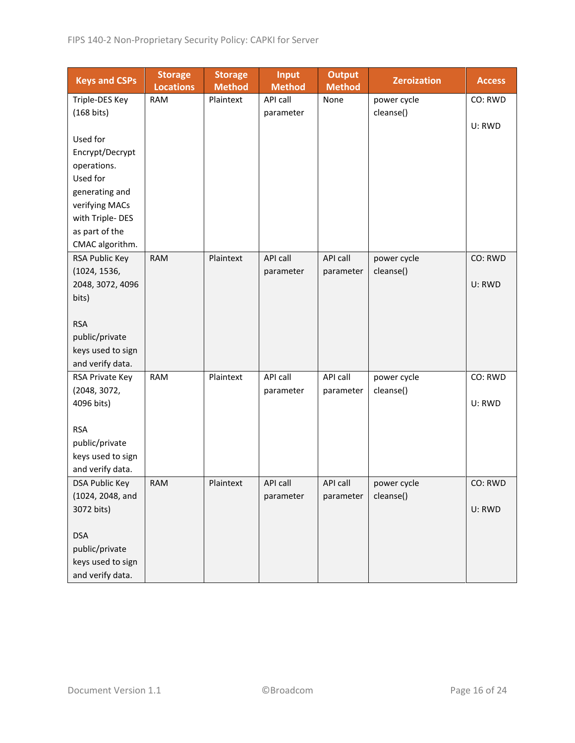| Keys and CSPs | Storage Locations | Storage Method | Input Method | Output Method | Zeroization | Access |
|---|---|---|---|---|---|---|
| Triple-DES Key (168 bits)<br><br>Used for Encrypt/Decrypt operations. Used for generating and verifying MACs with Triple- DES as part of the CMAC algorithm. | RAM | Plaintext | API call parameter | None | power cycle cleanse() | CO: RWD<br><br>U: RWD |
| RSA Public Key (1024, 1536, 2048, 3072, 4096 bits)<br><br>RSA public/private keys used to sign and verify data. | RAM | Plaintext | API call parameter | API call parameter | power cycle cleanse() | CO: RWD<br><br>U: RWD |
| RSA Private Key (2048, 3072, 4096 bits)<br><br>RSA public/private keys used to sign and verify data. | RAM | Plaintext | API call parameter | API call parameter | power cycle cleanse() | CO: RWD<br><br>U: RWD |
| DSA Public Key (1024, 2048, and 3072 bits)<br><br>DSA public/private keys used to sign and verify data. | RAM | Plaintext | API call parameter | API call parameter | power cycle cleanse() | CO: RWD<br><br>U: RWD |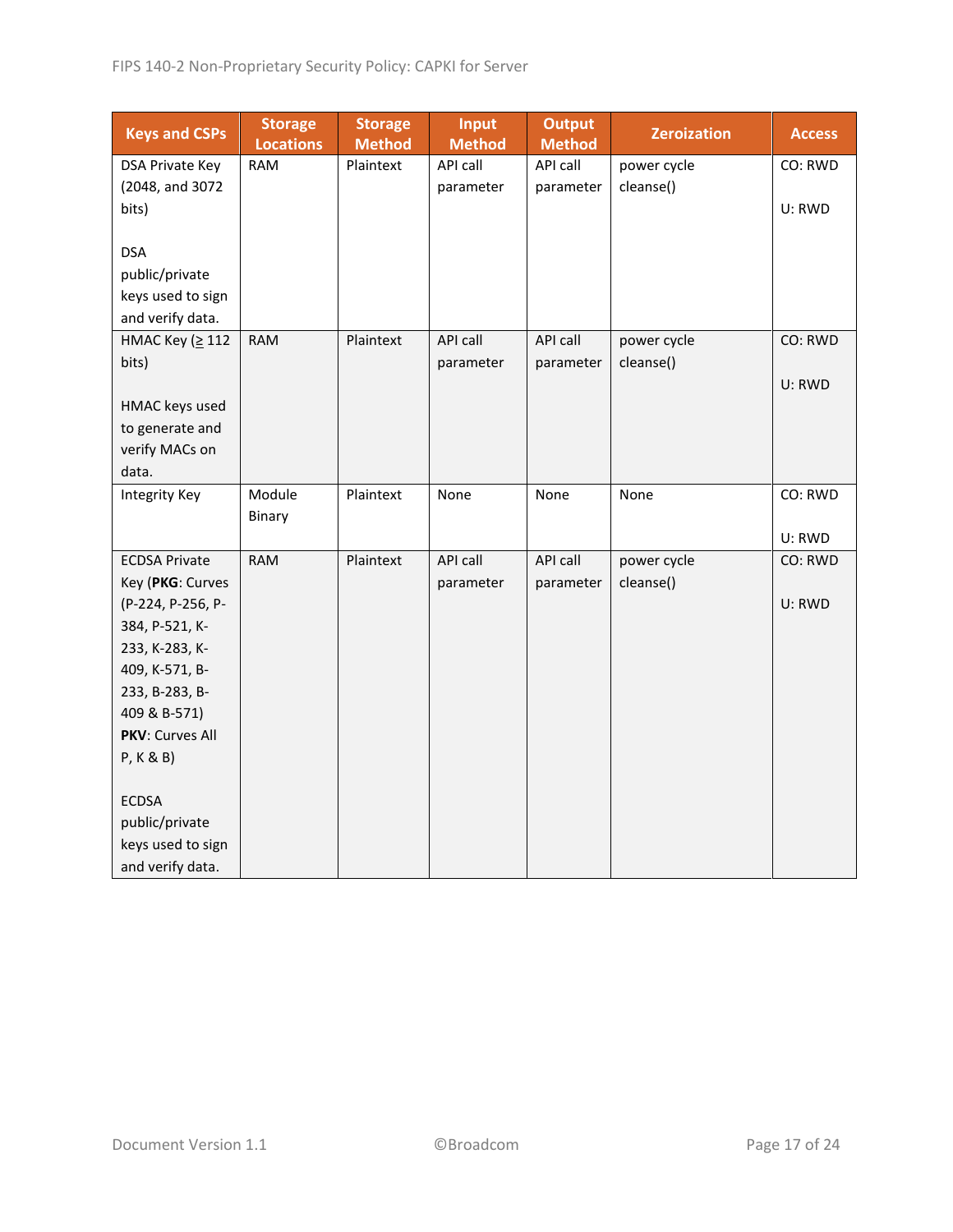| Keys and CSPs | Storage Locations | Storage Method | Input Method | Output Method | Zeroization | Access |
|---|---|---|---|---|---|---|
| DSA Private Key (2048, and 3072 bits)<br><br>DSA public/private keys used to sign and verify data. | RAM | Plaintext | API call parameter | API call parameter | power cycle cleanse() | CO: RWD<br><br>U: RWD |
| HMAC Key (≥ 112 bits)<br><br>HMAC keys used to generate and verify MACs on data. | RAM | Plaintext | API call parameter | API call parameter | power cycle cleanse() | CO: RWD<br><br>U: RWD |
| Integrity Key | Module Binary | Plaintext | None | None | None | CO: RWD<br><br>U: RWD |
| ECDSA Private Key (**PKG**: Curves (P-224, P-256, P-384, P-521, K-233, K-283, K-409, K-571, B-233, B-283, B-409 & B-571) **PKV**: Curves All P, K & B)<br><br>ECDSA public/private keys used to sign and verify data. | RAM | Plaintext | API call parameter | API call parameter | power cycle cleanse() | CO: RWD<br><br>U: RWD |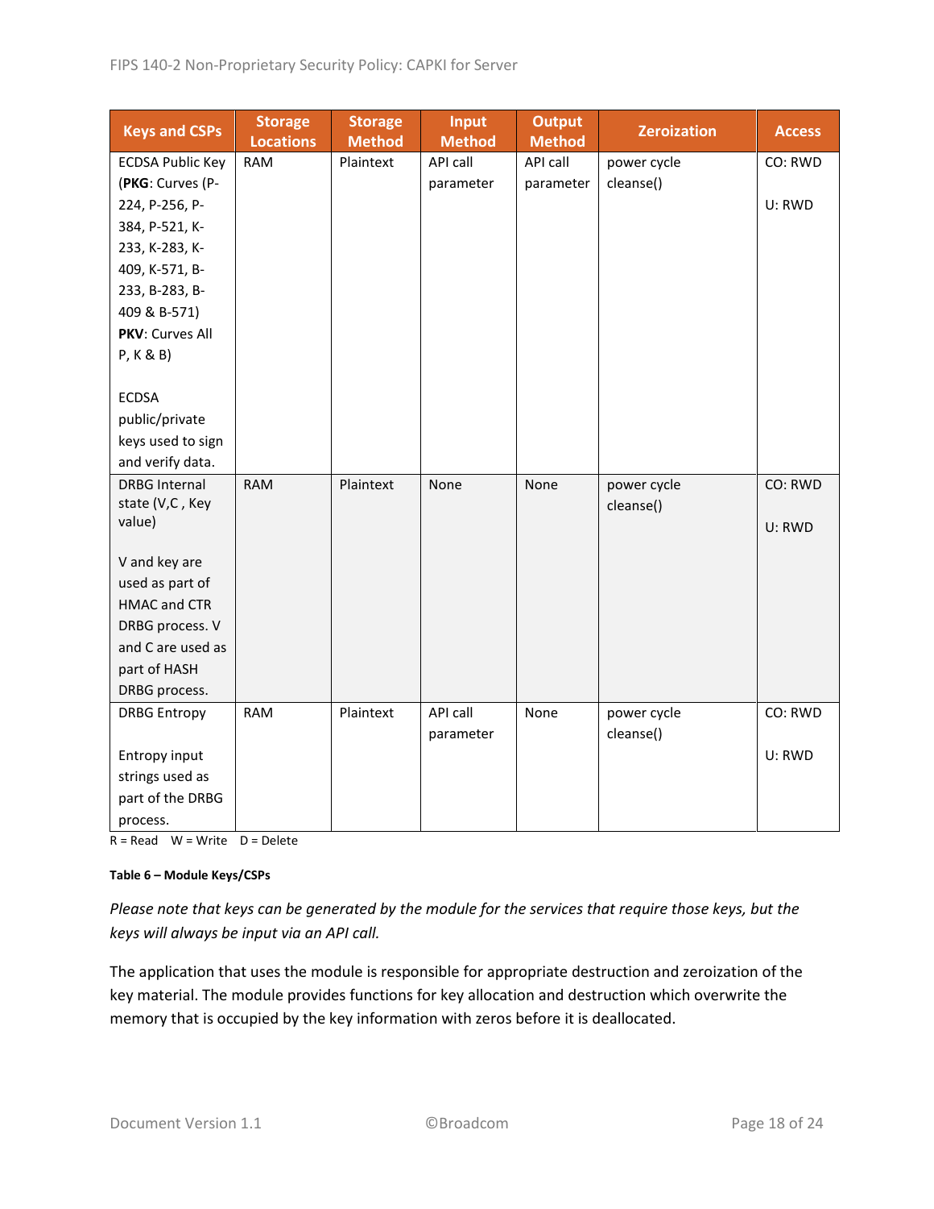| Keys and CSPs | Storage Locations | Storage Method | Input Method | Output Method | Zeroization | Access |
|---|---|---|---|---|---|---|
| ECDSA Public Key (**PKG**: Curves (P-224, P-256, P-384, P-521, K-233, K-283, K-409, K-571, B-233, B-283, B-409 & B-571) **PKV**: Curves All P, K & B)<br><br>ECDSA public/private keys used to sign and verify data. | RAM | Plaintext | API call parameter | API call parameter | power cycle cleanse() | CO: RWD<br><br>U: RWD |
| DRBG Internal state (V,C , Key value)<br><br>V and key are used as part of HMAC and CTR DRBG process. V and C are used as part of HASH DRBG process. | RAM | Plaintext | None | None | power cycle cleanse() | CO: RWD<br><br>U: RWD |
| DRBG Entropy<br><br>Entropy input strings used as part of the DRBG process. | RAM | Plaintext | API call parameter | None | power cycle cleanse() | CO: RWD<br><br>U: RWD |

R = Read W = Write D = Delete

**Table 6 – Module Keys/CSPs**

*Please note that keys can be generated by the module for the services that require those keys, but the keys will always be input via an API call.*

The application that uses the module is responsible for appropriate destruction and zeroization of the key material. The module provides functions for key allocation and destruction which overwrite the memory that is occupied by the key information with zeros before it is deallocated.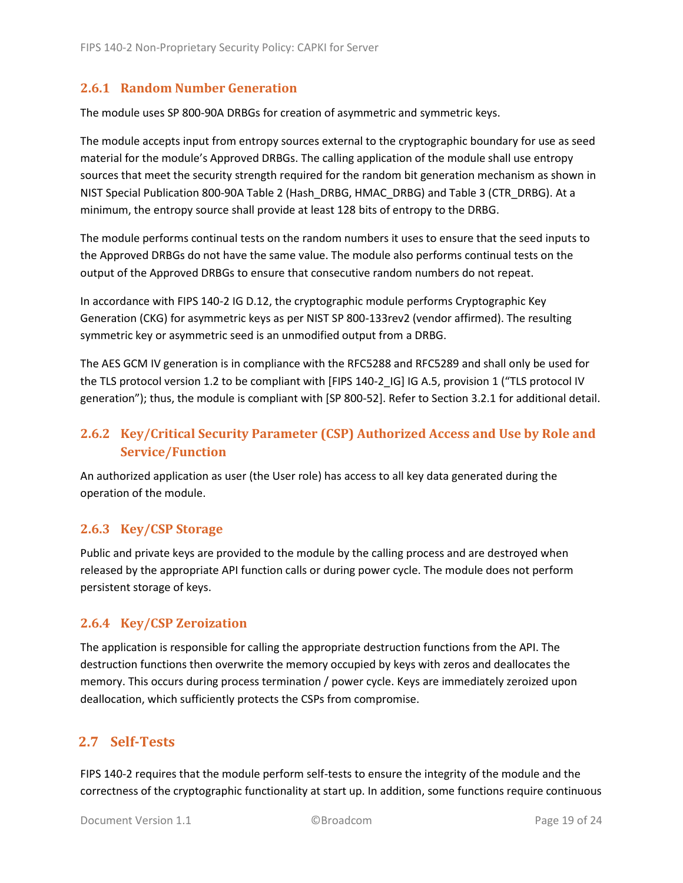### 2.6.1 Random Number Generation

The module uses SP 800-90A DRBGs for creation of asymmetric and symmetric keys.

The module accepts input from entropy sources external to the cryptographic boundary for use as seed material for the module's Approved DRBGs. The calling application of the module shall use entropy sources that meet the security strength required for the random bit generation mechanism as shown in NIST Special Publication 800-90A Table 2 (Hash_DRBG, HMAC_DRBG) and Table 3 (CTR_DRBG). At a minimum, the entropy source shall provide at least 128 bits of entropy to the DRBG.

The module performs continual tests on the random numbers it uses to ensure that the seed inputs to the Approved DRBGs do not have the same value. The module also performs continual tests on the output of the Approved DRBGs to ensure that consecutive random numbers do not repeat.

In accordance with FIPS 140-2 IG D.12, the cryptographic module performs Cryptographic Key Generation (CKG) for asymmetric keys as per NIST SP 800-133rev2 (vendor affirmed). The resulting symmetric key or asymmetric seed is an unmodified output from a DRBG.

The AES GCM IV generation is in compliance with the RFC5288 and RFC5289 and shall only be used for the TLS protocol version 1.2 to be compliant with [FIPS 140-2_IG] IG A.5, provision 1 ("TLS protocol IV generation"); thus, the module is compliant with [SP 800-52]. Refer to Section 3.2.1 for additional detail.

### 2.6.2 Key/Critical Security Parameter (CSP) Authorized Access and Use by Role and Service/Function

An authorized application as user (the User role) has access to all key data generated during the operation of the module.

### 2.6.3 Key/CSP Storage

Public and private keys are provided to the module by the calling process and are destroyed when released by the appropriate API function calls or during power cycle. The module does not perform persistent storage of keys.

### 2.6.4 Key/CSP Zeroization

The application is responsible for calling the appropriate destruction functions from the API. The destruction functions then overwrite the memory occupied by keys with zeros and deallocates the memory. This occurs during process termination / power cycle. Keys are immediately zeroized upon deallocation, which sufficiently protects the CSPs from compromise.

## 2.7 Self-Tests

FIPS 140-2 requires that the module perform self-tests to ensure the integrity of the module and the correctness of the cryptographic functionality at start up. In addition, some functions require continuous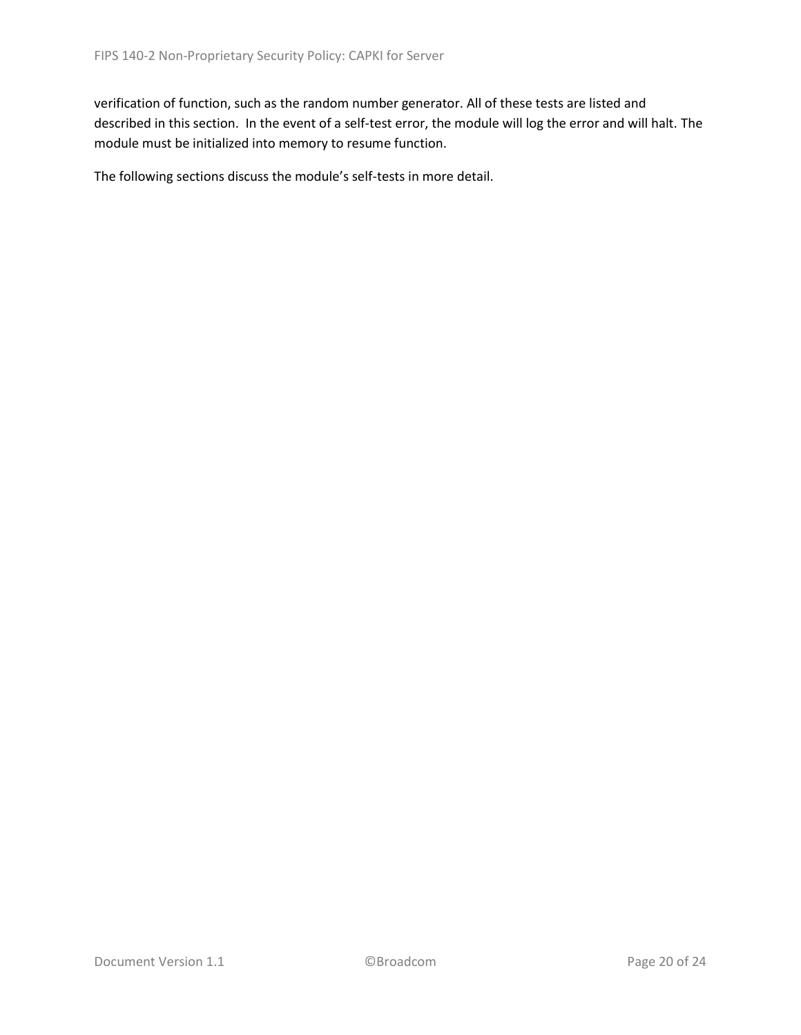verification of function, such as the random number generator. All of these tests are listed and described in this section. In the event of a self-test error, the module will log the error and will halt. The module must be initialized into memory to resume function.

The following sections discuss the module's self-tests in more detail.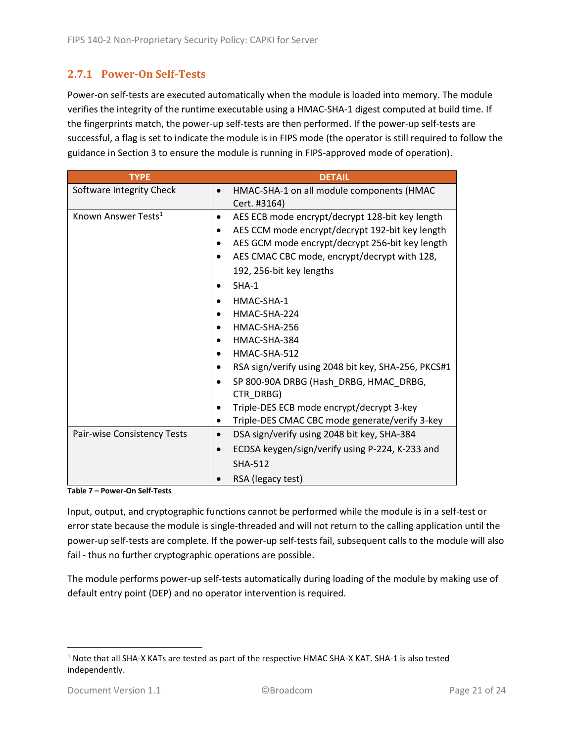### 2.7.1 Power-On Self-Tests

Power-on self-tests are executed automatically when the module is loaded into memory. The module verifies the integrity of the runtime executable using a HMAC-SHA-1 digest computed at build time. If the fingerprints match, the power-up self-tests are then performed. If the power-up self-tests are successful, a flag is set to indicate the module is in FIPS mode (the operator is still required to follow the guidance in Section 3 to ensure the module is running in FIPS-approved mode of operation).

| TYPE | DETAIL |
| --- | --- |
| Software Integrity Check | • HMAC-SHA-1 on all module components (HMAC Cert. #3164) |
| Known Answer Tests[1] | • AES ECB mode encrypt/decrypt 128-bit key length<br>• AES CCM mode encrypt/decrypt 192-bit key length<br>• AES GCM mode encrypt/decrypt 256-bit key length<br>• AES CMAC CBC mode, encrypt/decrypt with 128, 192, 256-bit key lengths<br>• SHA-1<br>• HMAC-SHA-1<br>• HMAC-SHA-224<br>• HMAC-SHA-256<br>• HMAC-SHA-384<br>• HMAC-SHA-512<br>• RSA sign/verify using 2048 bit key, SHA-256, PKCS#1<br>• SP 800-90A DRBG (Hash_DRBG, HMAC_DRBG, CTR_DRBG)<br>• Triple-DES ECB mode encrypt/decrypt 3-key<br>• Triple-DES CMAC CBC mode generate/verify 3-key |
| Pair-wise Consistency Tests | • DSA sign/verify using 2048 bit key, SHA-384<br>• ECDSA keygen/sign/verify using P-224, K-233 and SHA-512<br>• RSA (legacy test) |

**Table 7 – Power-On Self-Tests**

Input, output, and cryptographic functions cannot be performed while the module is in a self-test or error state because the module is single-threaded and will not return to the calling application until the power-up self-tests are complete. If the power-up self-tests fail, subsequent calls to the module will also fail - thus no further cryptographic operations are possible.

The module performs power-up self-tests automatically during loading of the module by making use of default entry point (DEP) and no operator intervention is required.

[1] Note that all SHA-X KATs are tested as part of the respective HMAC SHA-X KAT. SHA-1 is also tested independently.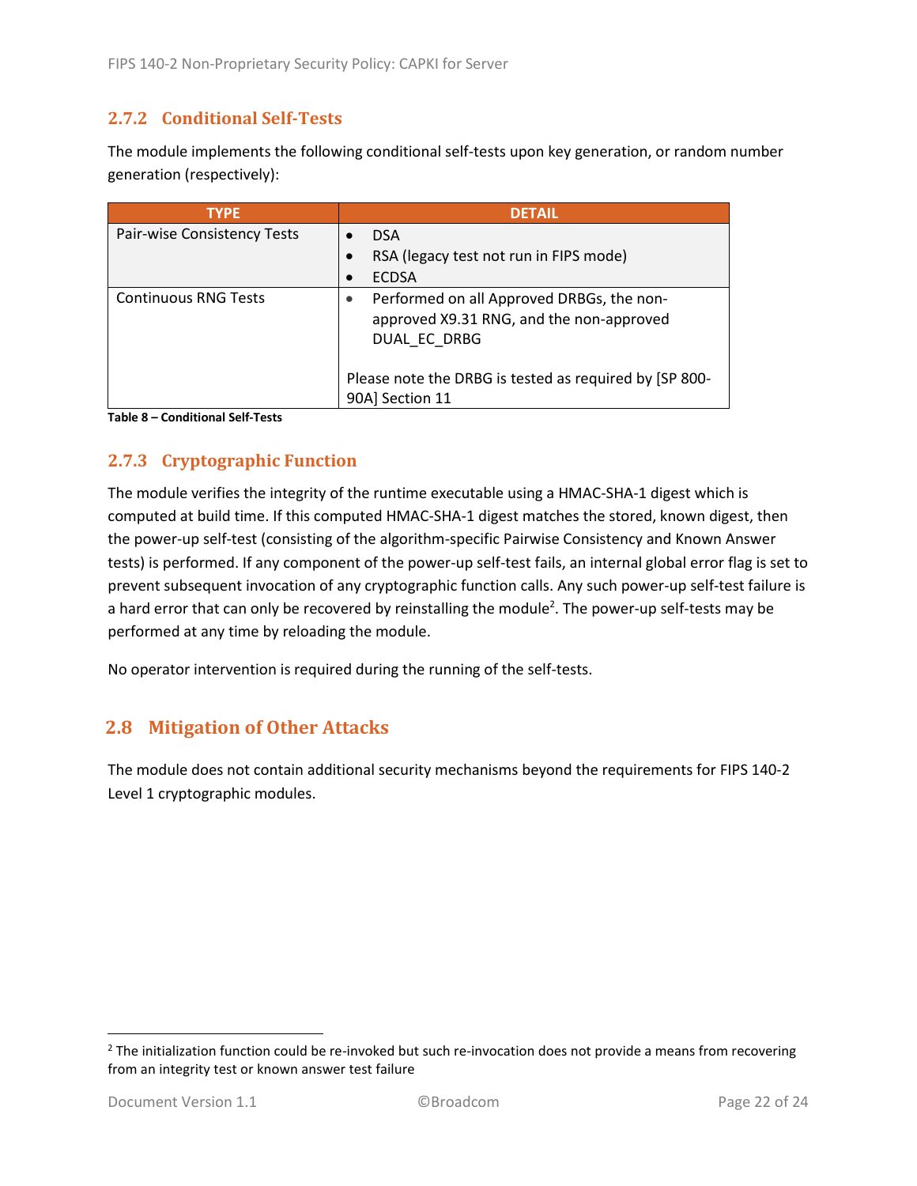### 2.7.2 Conditional Self-Tests

The module implements the following conditional self-tests upon key generation, or random number generation (respectively):

| TYPE | DETAIL |
|---|---|
| Pair-wise Consistency Tests | • DSA<br>• RSA (legacy test not run in FIPS mode)<br>• ECDSA |
| Continuous RNG Tests | • Performed on all Approved DRBGs, the non-approved X9.31 RNG, and the non-approved DUAL_EC_DRBG<br><br>Please note the DRBG is tested as required by [SP 800-90A] Section 11 |

**Table 8 – Conditional Self-Tests**

### 2.7.3 Cryptographic Function

The module verifies the integrity of the runtime executable using a HMAC-SHA-1 digest which is computed at build time. If this computed HMAC-SHA-1 digest matches the stored, known digest, then the power-up self-test (consisting of the algorithm-specific Pairwise Consistency and Known Answer tests) is performed. If any component of the power-up self-test fails, an internal global error flag is set to prevent subsequent invocation of any cryptographic function calls. Any such power-up self-test failure is a hard error that can only be recovered by reinstalling the module[2]. The power-up self-tests may be performed at any time by reloading the module.

No operator intervention is required during the running of the self-tests.

## 2.8 Mitigation of Other Attacks

The module does not contain additional security mechanisms beyond the requirements for FIPS 140-2 Level 1 cryptographic modules.

---

[2] The initialization function could be re-invoked but such re-invocation does not provide a means from recovering from an integrity test or known answer test failure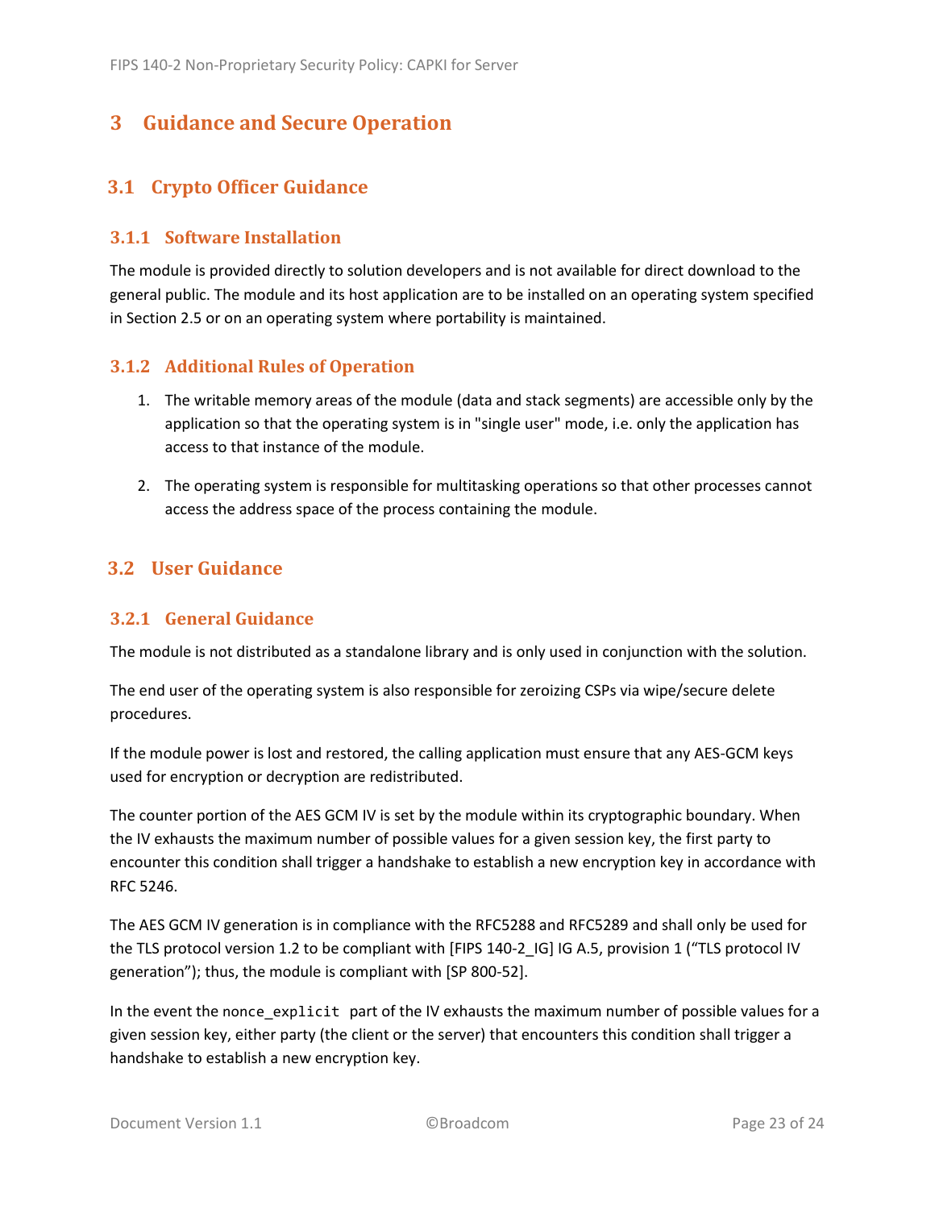# 3 Guidance and Secure Operation

## 3.1 Crypto Officer Guidance

### 3.1.1 Software Installation

The module is provided directly to solution developers and is not available for direct download to the general public. The module and its host application are to be installed on an operating system specified in Section 2.5 or on an operating system where portability is maintained.

### 3.1.2 Additional Rules of Operation

1. The writable memory areas of the module (data and stack segments) are accessible only by the application so that the operating system is in "single user" mode, i.e. only the application has access to that instance of the module.

2. The operating system is responsible for multitasking operations so that other processes cannot access the address space of the process containing the module.

## 3.2 User Guidance

### 3.2.1 General Guidance

The module is not distributed as a standalone library and is only used in conjunction with the solution.

The end user of the operating system is also responsible for zeroizing CSPs via wipe/secure delete procedures.

If the module power is lost and restored, the calling application must ensure that any AES-GCM keys used for encryption or decryption are redistributed.

The counter portion of the AES GCM IV is set by the module within its cryptographic boundary. When the IV exhausts the maximum number of possible values for a given session key, the first party to encounter this condition shall trigger a handshake to establish a new encryption key in accordance with RFC 5246.

The AES GCM IV generation is in compliance with the RFC5288 and RFC5289 and shall only be used for the TLS protocol version 1.2 to be compliant with [FIPS 140-2_IG] IG A.5, provision 1 ("TLS protocol IV generation"); thus, the module is compliant with [SP 800-52].

In the event the `nonce_explicit` part of the IV exhausts the maximum number of possible values for a given session key, either party (the client or the server) that encounters this condition shall trigger a handshake to establish a new encryption key.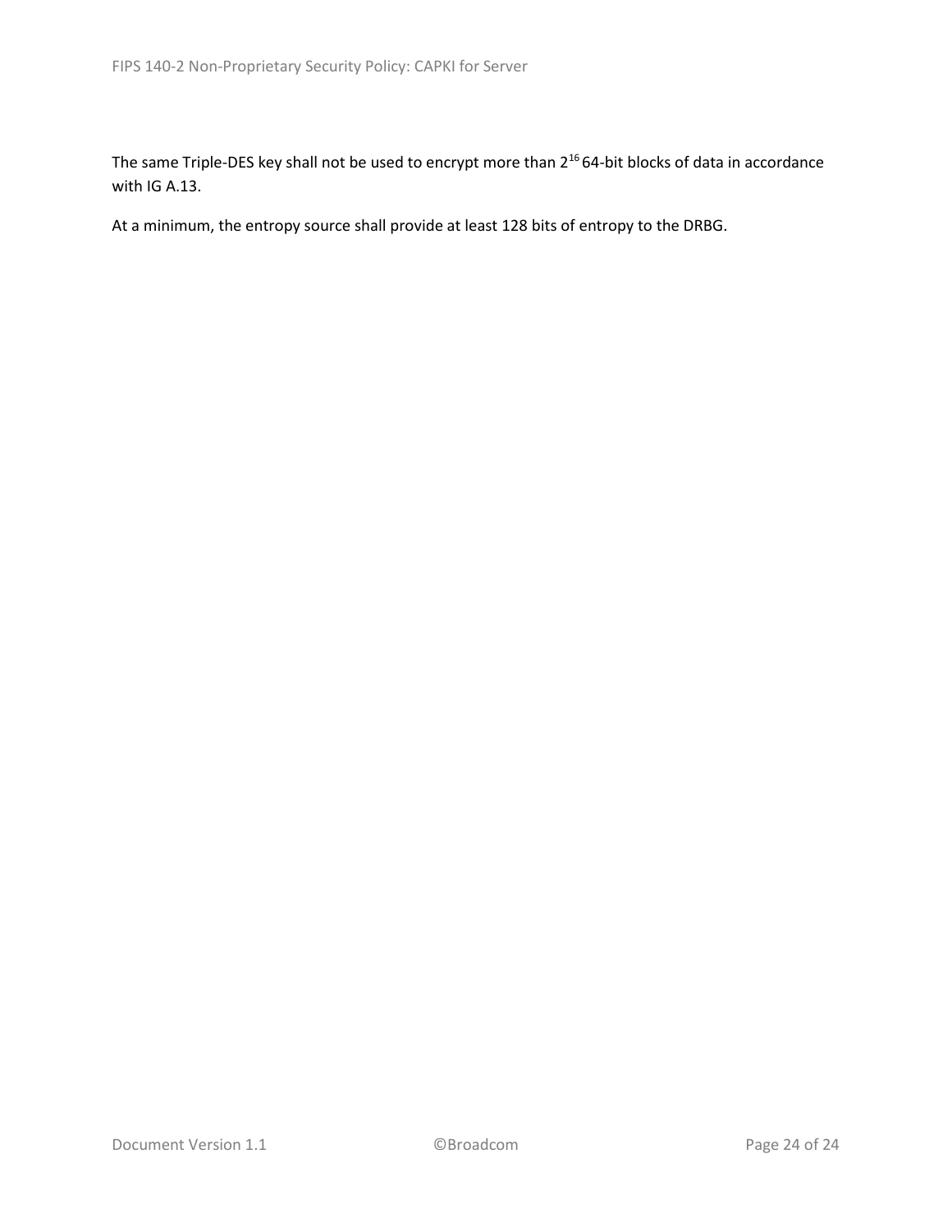The same Triple-DES key shall not be used to encrypt more than $2^{16}$ 64-bit blocks of data in accordance with IG A.13.

At a minimum, the entropy source shall provide at least 128 bits of entropy to the DRBG.